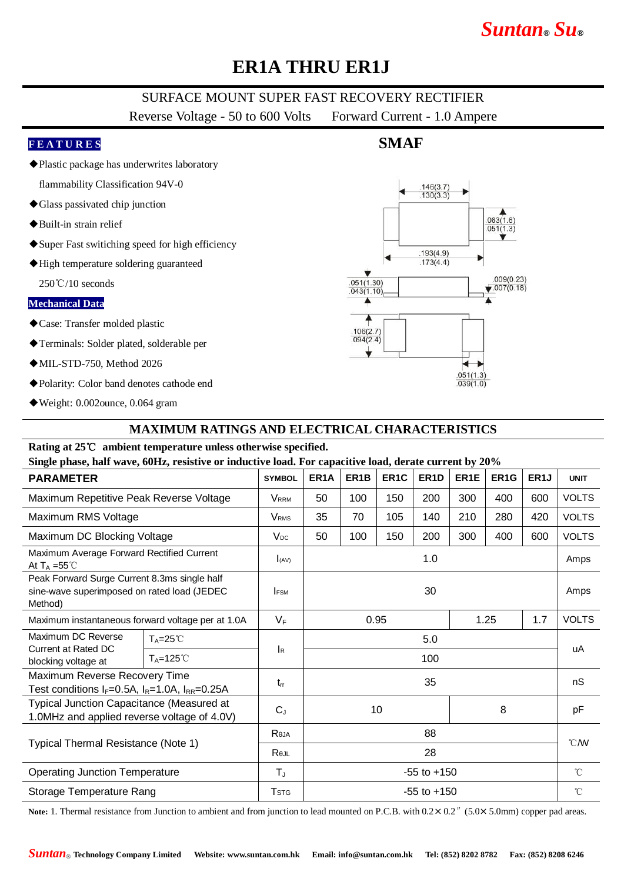Suntan® Su®

# ER1A THRU ER1J

## SURFACE MOUNT SUPER FAST RECOVERY RECTIFIER

Reverse Voltage - 50 to 600 Volts    Forward Current - 1.0 Ampere

**FEATURES**

- ◆Plastic package has underwrites laboratory flammability Classification 94V-0
- ◆Glass passivated chip junction
- ◆Built-in strain relief
- ◆Super Fast switiching speed for high efficiency
- ◆High temperature soldering guaranteed 250℃/10 seconds

**Mechanical Data**

- ◆Case: Transfer molded plastic
- ◆Terminals: Solder plated, solderable per
- ◆MIL-STD-750, Method 2026
- ◆Polarity: Color band denotes cathode end
- ◆Weight: 0.002ounce, 0.064 gram

**SMAF**

.146(3.7) .130(3.3)
.063(1.6) .051(1.3)
.193(4.9) .173(4.4)
.051(1.30) .043(1.10)
.009(0.23) .007(0.18)
.106(2.7) .094(2.4)
.051(1.3) .039(1.0)

## MAXIMUM RATINGS AND ELECTRICAL CHARACTERISTICS

**Rating at 25℃ ambient temperature unless otherwise specified.**
**Single phase, half wave, 60Hz, resistive or inductive load. For capacitive load, derate current by 20%**

| PARAMETER | | SYMBOL | ER1A | ER1B | ER1C | ER1D | ER1E | ER1G | ER1J | UNIT |
|---|---|---|---|---|---|---|---|---|---|---|
| Maximum Repetitive Peak Reverse Voltage | | $V_{RRM}$ | 50 | 100 | 150 | 200 | 300 | 400 | 600 | VOLTS |
| Maximum RMS Voltage | | $V_{RMS}$ | 35 | 70 | 105 | 140 | 210 | 280 | 420 | VOLTS |
| Maximum DC Blocking Voltage | | $V_{DC}$ | 50 | 100 | 150 | 200 | 300 | 400 | 600 | VOLTS |
| Maximum Average Forward Rectified Current At $T_A$ =55℃ | | $I_{(AV)}$ | 1.0 | | | | | | | Amps |
| Peak Forward Surge Current 8.3ms single half sine-wave superimposed on rated load (JEDEC Method) | | $I_{FSM}$ | 30 | | | | | | | Amps |
| Maximum instantaneous forward voltage per at 1.0A | | $V_F$ | 0.95 | | | | 1.25 | | 1.7 | VOLTS |
| Maximum DC Reverse Current at Rated DC blocking voltage at | $T_A$=25℃ | $I_R$ | 5.0 | | | | | | | uA |
| | $T_A$=125℃ | | 100 | | | | | | | |
| Maximum Reverse Recovery Time Test conditions $I_F$=0.5A, $I_R$=1.0A, $I_{RR}$=0.25A | | $t_{rr}$ | 35 | | | | | | | nS |
| Typical Junction Capacitance (Measured at 1.0MHz and applied reverse voltage of 4.0V) | | $C_J$ | 10 | | | | 8 | | | pF |
| Typical Thermal Resistance (Note 1) | | $R_{\theta JA}$ | 88 | | | | | | | ℃/W |
| | | $R_{\theta JL}$ | 28 | | | | | | | |
| Operating Junction Temperature | | $T_J$ | -55 to +150 | | | | | | | ℃ |
| Storage Temperature Rang | | $T_{STG}$ | -55 to +150 | | | | | | | ℃ |

**Note:** 1. Thermal resistance from Junction to ambient and from junction to lead mounted on P.C.B. with 0.2× 0.2″ (5.0× 5.0mm) copper pad areas.

Suntan® Technology Company Limited  Website: www.suntan.com.hk  Email: info@suntan.com.hk  Tel: (852) 8202 8782  Fax: (852) 8208 6246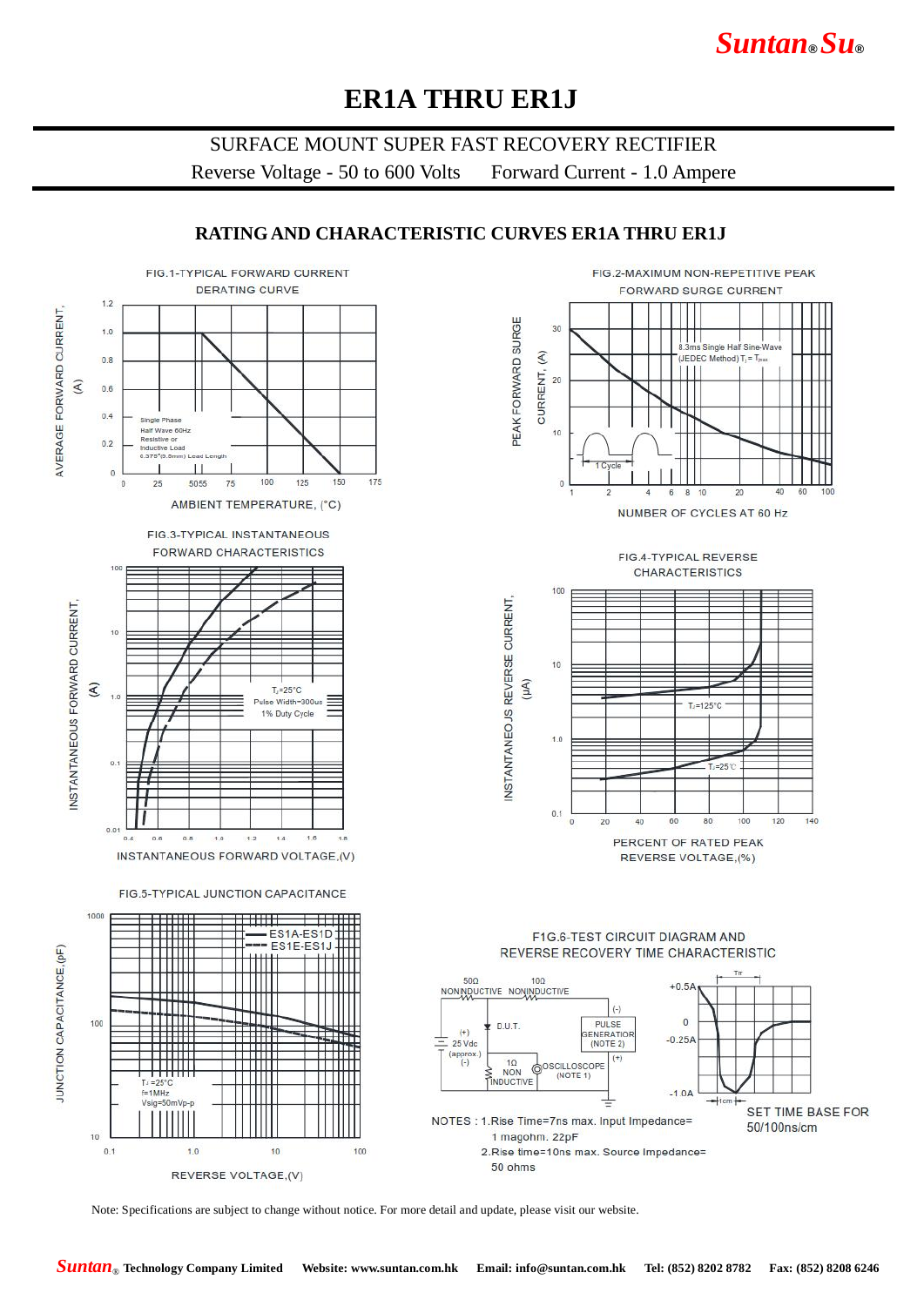# ER1A THRU ER1J

SURFACE MOUNT SUPER FAST RECOVERY RECTIFIER

Reverse Voltage - 50 to 600 Volts    Forward Current - 1.0 Ampere

## RATING AND CHARACTERISTIC CURVES ER1A THRU ER1J

FIG.1-TYPICAL FORWARD CURRENT DERATING CURVE

AVERAGE FORWARD CURRENT, (A)

1.2
1.0
0.8
0.6
0.4
0.2
0

Single Phase
Half Wave 60Hz
Resistive or
Inductive Load
0.375"(9.5mm) Lead Length

0 25 5055 75 100 125 150 175

AMBIENT TEMPERATURE, (°C)

FIG.2-MAXIMUM NON-REPETITIVE PEAK FORWARD SURGE CURRENT

PEAK FORWARD SURGE CURRENT, (A)

30
20
10
0

8.3ms Single Half Sine-Wave
(JEDEC Method) $T_J = T_{jmax}$

1 Cycle

1 2 4 6 8 10 20 40 60 100

NUMBER OF CYCLES AT 60 Hz

FIG.3-TYPICAL INSTANTANEOUS FORWARD CHARACTERISTICS

INSTANTANEOUS FORWARD CURRENT, (A)

100
10
1.0
0.1
0.01

$T_J$=25°C
Pulse Width=300us
1% Duty Cycle

0.4 0.6 0.8 1.0 1.2 1.4 1.6 1.8

INSTANTANEOUS FORWARD VOLTAGE,(V)

FIG.4-TYPICAL REVERSE CHARACTERISTICS

INSTANTANEOUS REVERSE CURRENT, (μA)

100
10
1.0
0.1

$T_J$=125°C
$T_J$=25°C

0 20 40 60 80 100 120 140

PERCENT OF RATED PEAK REVERSE VOLTAGE,(%)

FIG.5-TYPICAL JUNCTION CAPACITANCE

JUNCTION CAPACITANCE,(pF)

1000
100
10

ES1A-ES1D
ES1E-ES1J

$T_J$ =25°C
f=1MHz
Vsig=50mVp-p

0.1 1.0 10 100

REVERSE VOLTAGE,(V)

FIG.6-TEST CIRCUIT DIAGRAM AND REVERSE RECOVERY TIME CHARACTERISTIC

50Ω NONINDUCTIVE
10Ω NONINDUCTIVE
D.U.T.
(+) 25 Vdc (approx.) (-)
1Ω NON INDUCTIVE
PULSE GENERATOR (NOTE 2)
(-)
(+)
OSCILLOSCOPE (NOTE 1)

Trr
+0.5A
0
-0.25A
-1.0A
1cm

SET TIME BASE FOR 50/100ns/cm

NOTES : 1.Rise Time=7ns max. Input Impedance= 1 magohm. 22pF
2.Rise time=10ns max. Source Impedance= 50 ohms

Note: Specifications are subject to change without notice. For more detail and update, please visit our website.